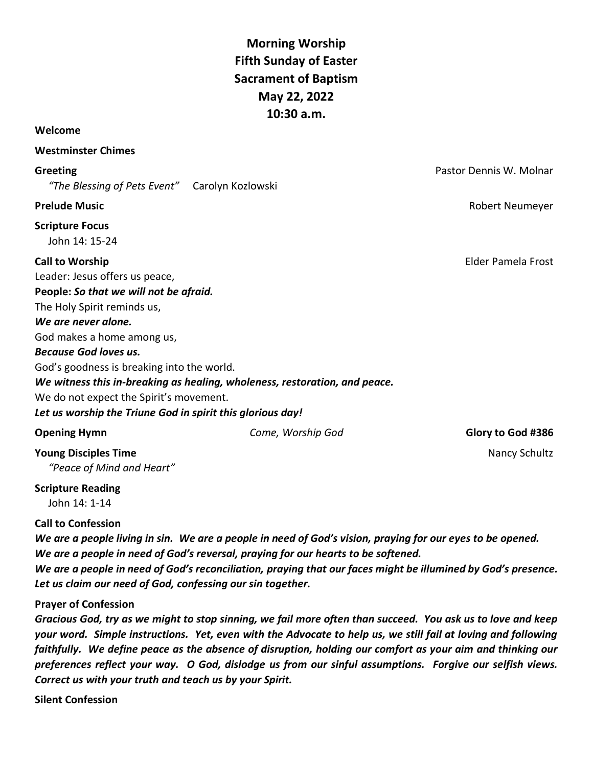# Morning Worship
## Fifth Sunday of Easter
## Sacrament of Baptism
## May 22, 2022
## 10:30 a.m.

**Welcome**

**Westminster Chimes**

**Greeting** — Pastor Dennis W. Molnar

*"The Blessing of Pets Event"* Carolyn Kozlowski

**Prelude Music** — Robert Neumeyer

**Scripture Focus**

John 14: 15-24

**Call to Worship** — Elder Pamela Frost

Leader: Jesus offers us peace,

**People:** ***So that we will not be afraid.***

The Holy Spirit reminds us,

***We are never alone.***

God makes a home among us,

***Because God loves us.***

God's goodness is breaking into the world.

***We witness this in-breaking as healing, wholeness, restoration, and peace.***

We do not expect the Spirit's movement.

***Let us worship the Triune God in spirit this glorious day!***

**Opening Hymn** — *Come, Worship God* — **Glory to God #386**

**Young Disciples Time** — Nancy Schultz

*"Peace of Mind and Heart"*

**Scripture Reading**

John 14: 1-14

**Call to Confession**

***We are a people living in sin. We are a people in need of God's vision, praying for our eyes to be opened. We are a people in need of God's reversal, praying for our hearts to be softened. We are a people in need of God's reconciliation, praying that our faces might be illumined by God's presence. Let us claim our need of God, confessing our sin together.***

**Prayer of Confession**

***Gracious God, try as we might to stop sinning, we fail more often than succeed. You ask us to love and keep your word. Simple instructions. Yet, even with the Advocate to help us, we still fail at loving and following faithfully. We define peace as the absence of disruption, holding our comfort as your aim and thinking our preferences reflect your way. O God, dislodge us from our sinful assumptions. Forgive our selfish views. Correct us with your truth and teach us by your Spirit.***

**Silent Confession**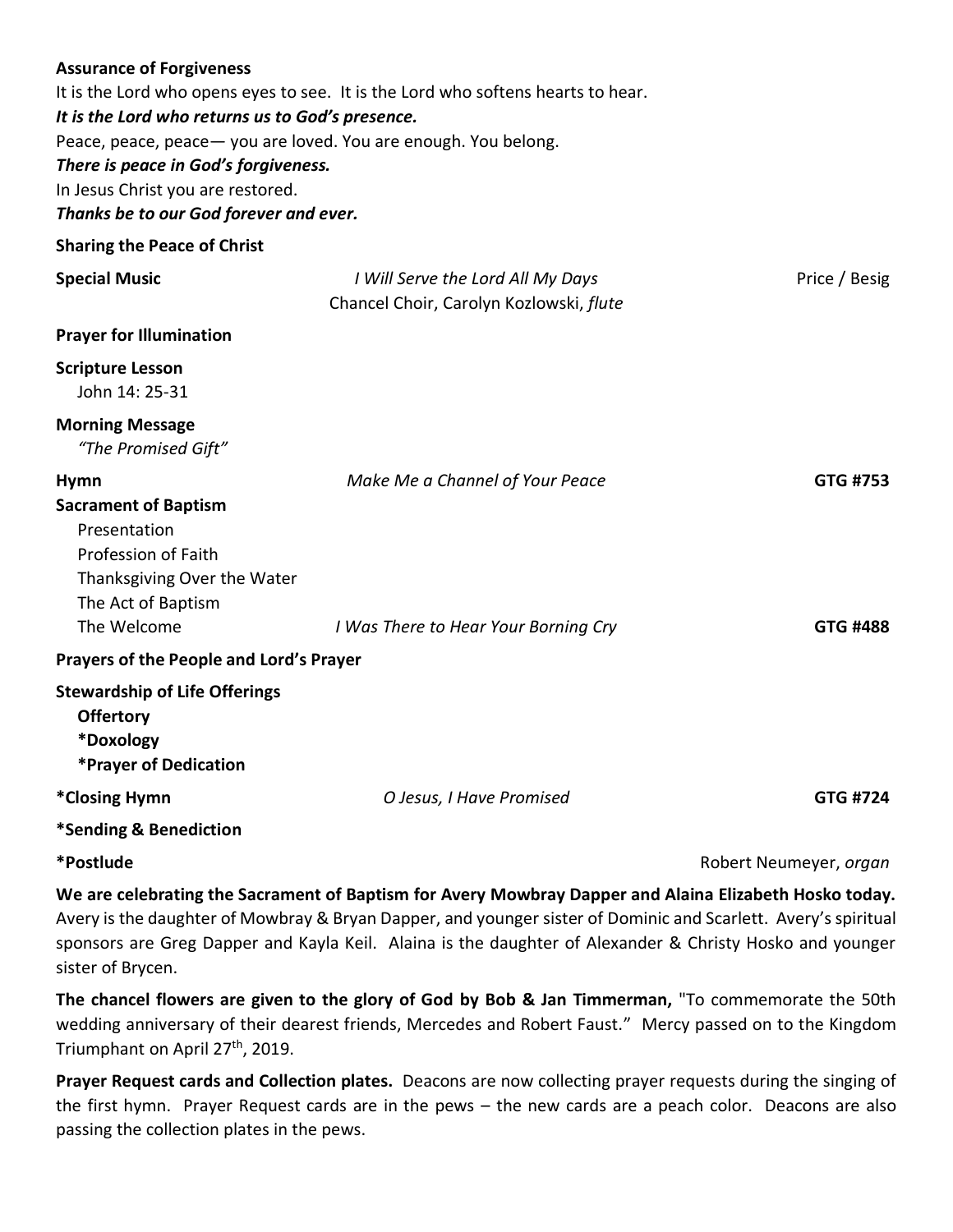**Assurance of Forgiveness**

It is the Lord who opens eyes to see. It is the Lord who softens hearts to hear.

***It is the Lord who returns us to God's presence.***

Peace, peace, peace— you are loved. You are enough. You belong.

***There is peace in God's forgiveness.***

In Jesus Christ you are restored.

***Thanks be to our God forever and ever.***

**Sharing the Peace of Christ**

**Special Music** — *I Will Serve the Lord All My Days* — Price / Besig
Chancel Choir, Carolyn Kozlowski, *flute*

**Prayer for Illumination**

**Scripture Lesson**
John 14: 25-31

**Morning Message**
*"The Promised Gift"*

**Hymn** — *Make Me a Channel of Your Peace* — **GTG #753**

**Sacrament of Baptism**
Presentation
Profession of Faith
Thanksgiving Over the Water
The Act of Baptism
The Welcome — *I Was There to Hear Your Borning Cry* — **GTG #488**

**Prayers of the People and Lord's Prayer**

**Stewardship of Life Offerings**
**Offertory**
**\*Doxology**
**\*Prayer of Dedication**

**\*Closing Hymn** — *O Jesus, I Have Promised* — **GTG #724**

**\*Sending & Benediction**

**\*Postlude** — Robert Neumeyer, *organ*

**We are celebrating the Sacrament of Baptism for Avery Mowbray Dapper and Alaina Elizabeth Hosko today.** Avery is the daughter of Mowbray & Bryan Dapper, and younger sister of Dominic and Scarlett. Avery's spiritual sponsors are Greg Dapper and Kayla Keil. Alaina is the daughter of Alexander & Christy Hosko and younger sister of Brycen.

**The chancel flowers are given to the glory of God by Bob & Jan Timmerman,** "To commemorate the 50th wedding anniversary of their dearest friends, Mercedes and Robert Faust." Mercy passed on to the Kingdom Triumphant on April 27th, 2019.

**Prayer Request cards and Collection plates.** Deacons are now collecting prayer requests during the singing of the first hymn. Prayer Request cards are in the pews – the new cards are a peach color. Deacons are also passing the collection plates in the pews.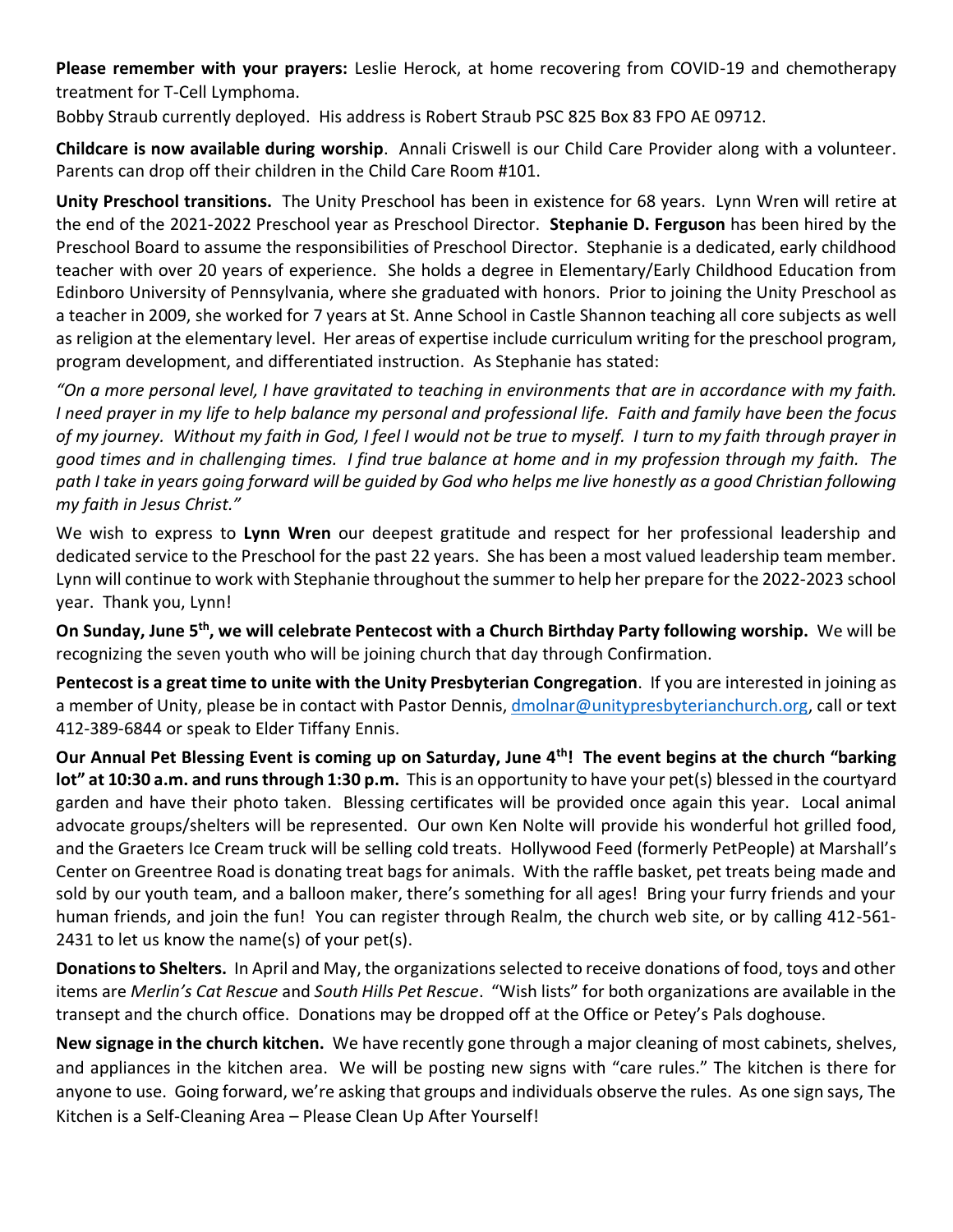**Please remember with your prayers:** Leslie Herock, at home recovering from COVID-19 and chemotherapy treatment for T-Cell Lymphoma.

Bobby Straub currently deployed. His address is Robert Straub PSC 825 Box 83 FPO AE 09712.

**Childcare is now available during worship**. Annali Criswell is our Child Care Provider along with a volunteer. Parents can drop off their children in the Child Care Room #101.

**Unity Preschool transitions.** The Unity Preschool has been in existence for 68 years. Lynn Wren will retire at the end of the 2021-2022 Preschool year as Preschool Director. **Stephanie D. Ferguson** has been hired by the Preschool Board to assume the responsibilities of Preschool Director. Stephanie is a dedicated, early childhood teacher with over 20 years of experience. She holds a degree in Elementary/Early Childhood Education from Edinboro University of Pennsylvania, where she graduated with honors. Prior to joining the Unity Preschool as a teacher in 2009, she worked for 7 years at St. Anne School in Castle Shannon teaching all core subjects as well as religion at the elementary level. Her areas of expertise include curriculum writing for the preschool program, program development, and differentiated instruction. As Stephanie has stated:

*"On a more personal level, I have gravitated to teaching in environments that are in accordance with my faith. I need prayer in my life to help balance my personal and professional life. Faith and family have been the focus of my journey. Without my faith in God, I feel I would not be true to myself. I turn to my faith through prayer in good times and in challenging times. I find true balance at home and in my profession through my faith. The path I take in years going forward will be guided by God who helps me live honestly as a good Christian following my faith in Jesus Christ."*

We wish to express to **Lynn Wren** our deepest gratitude and respect for her professional leadership and dedicated service to the Preschool for the past 22 years. She has been a most valued leadership team member. Lynn will continue to work with Stephanie throughout the summer to help her prepare for the 2022-2023 school year. Thank you, Lynn!

**On Sunday, June 5th, we will celebrate Pentecost with a Church Birthday Party following worship.** We will be recognizing the seven youth who will be joining church that day through Confirmation.

**Pentecost is a great time to unite with the Unity Presbyterian Congregation**. If you are interested in joining as a member of Unity, please be in contact with Pastor Dennis, dmolnar@unitypresbyterianchurch.org, call or text 412-389-6844 or speak to Elder Tiffany Ennis.

**Our Annual Pet Blessing Event is coming up on Saturday, June 4th! The event begins at the church "barking lot" at 10:30 a.m. and runs through 1:30 p.m.** This is an opportunity to have your pet(s) blessed in the courtyard garden and have their photo taken. Blessing certificates will be provided once again this year. Local animal advocate groups/shelters will be represented. Our own Ken Nolte will provide his wonderful hot grilled food, and the Graeters Ice Cream truck will be selling cold treats. Hollywood Feed (formerly PetPeople) at Marshall's Center on Greentree Road is donating treat bags for animals. With the raffle basket, pet treats being made and sold by our youth team, and a balloon maker, there's something for all ages! Bring your furry friends and your human friends, and join the fun! You can register through Realm, the church web site, or by calling 412-561-2431 to let us know the name(s) of your pet(s).

**Donations to Shelters.** In April and May, the organizations selected to receive donations of food, toys and other items are *Merlin's Cat Rescue* and *South Hills Pet Rescue*. "Wish lists" for both organizations are available in the transept and the church office. Donations may be dropped off at the Office or Petey's Pals doghouse.

**New signage in the church kitchen.** We have recently gone through a major cleaning of most cabinets, shelves, and appliances in the kitchen area. We will be posting new signs with "care rules." The kitchen is there for anyone to use. Going forward, we're asking that groups and individuals observe the rules. As one sign says, The Kitchen is a Self-Cleaning Area – Please Clean Up After Yourself!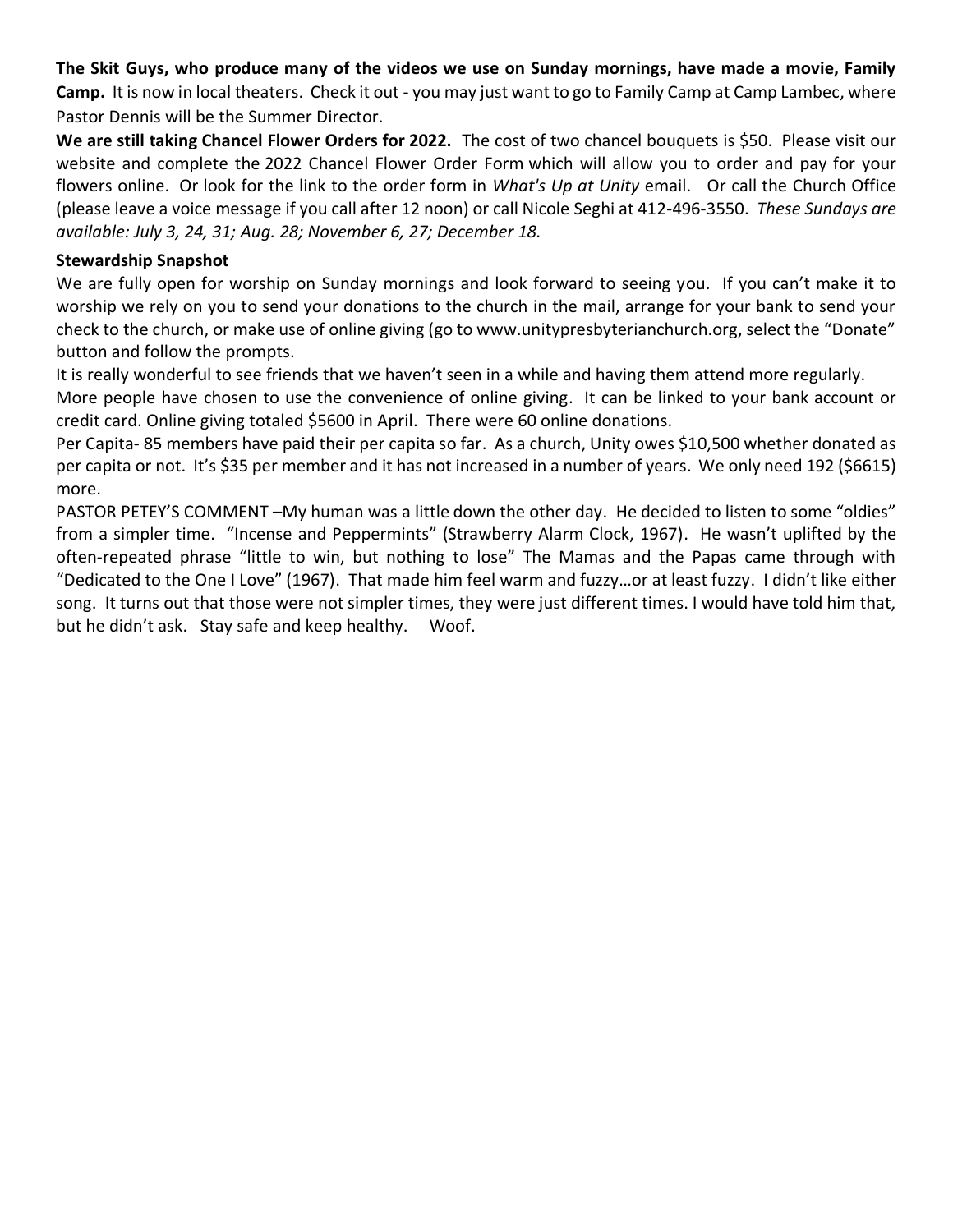**The Skit Guys, who produce many of the videos we use on Sunday mornings, have made a movie, Family Camp.** It is now in local theaters. Check it out - you may just want to go to Family Camp at Camp Lambec, where Pastor Dennis will be the Summer Director.

**We are still taking Chancel Flower Orders for 2022.** The cost of two chancel bouquets is $50. Please visit our website and complete the 2022 Chancel Flower Order Form which will allow you to order and pay for your flowers online. Or look for the link to the order form in *What's Up at Unity* email. Or call the Church Office (please leave a voice message if you call after 12 noon) or call Nicole Seghi at 412-496-3550. *These Sundays are available: July 3, 24, 31; Aug. 28; November 6, 27; December 18.*

**Stewardship Snapshot**

We are fully open for worship on Sunday mornings and look forward to seeing you. If you can't make it to worship we rely on you to send your donations to the church in the mail, arrange for your bank to send your check to the church, or make use of online giving (go to www.unitypresbyterianchurch.org, select the "Donate" button and follow the prompts.

It is really wonderful to see friends that we haven't seen in a while and having them attend more regularly.

More people have chosen to use the convenience of online giving. It can be linked to your bank account or credit card. Online giving totaled $5600 in April. There were 60 online donations.

Per Capita- 85 members have paid their per capita so far. As a church, Unity owes $10,500 whether donated as per capita or not. It's $35 per member and it has not increased in a number of years. We only need 192 ($6615) more.

PASTOR PETEY'S COMMENT –My human was a little down the other day. He decided to listen to some "oldies" from a simpler time. "Incense and Peppermints" (Strawberry Alarm Clock, 1967). He wasn't uplifted by the often-repeated phrase "little to win, but nothing to lose" The Mamas and the Papas came through with "Dedicated to the One I Love" (1967). That made him feel warm and fuzzy…or at least fuzzy. I didn't like either song. It turns out that those were not simpler times, they were just different times. I would have told him that, but he didn't ask. Stay safe and keep healthy. Woof.